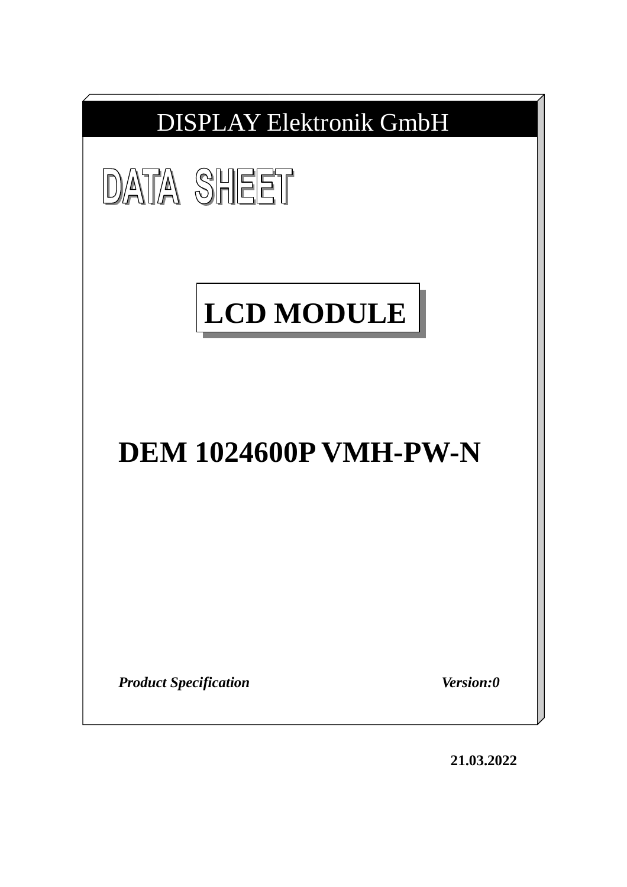DISPLAY Elektronik GmbH

# DATA SHEET

## LCD MODULE

# DEM 1024600P VMH-PW-N

***Product Specification*** ***Version:0***

**21.03.2022**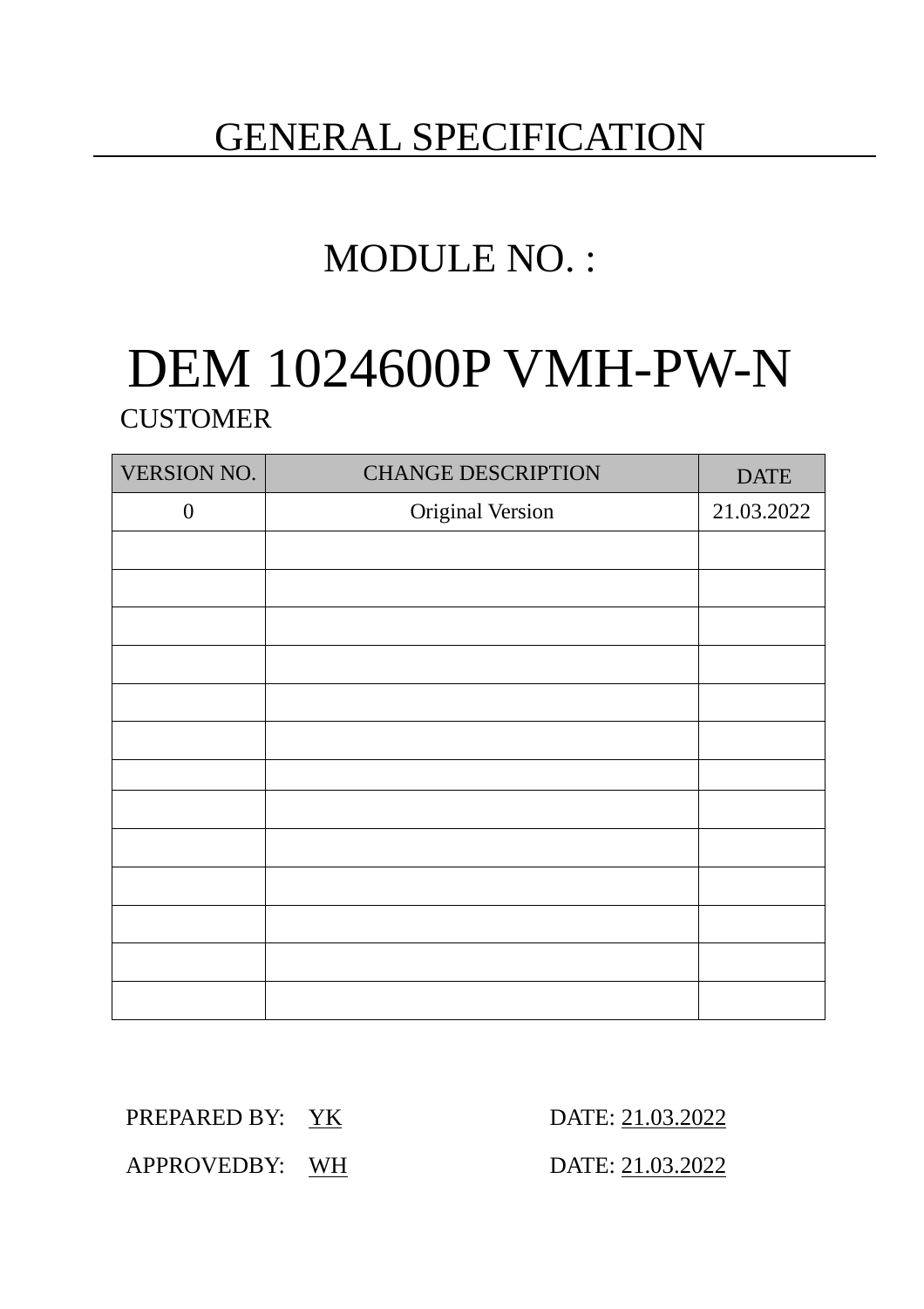# GENERAL SPECIFICATION

## MODULE NO. :

# DEM 1024600P VMH-PW-N

CUSTOMER

| VERSION NO. | CHANGE DESCRIPTION | DATE |
| --- | --- | --- |
| 0 | Original Version | 21.03.2022 |
| | | |
| | | |
| | | |
| | | |
| | | |
| | | |
| | | |
| | | |
| | | |
| | | |
| | | |
| | | |
| | | |

PREPARED BY: YK DATE: 21.03.2022

APPROVEDBY: WH DATE: 21.03.2022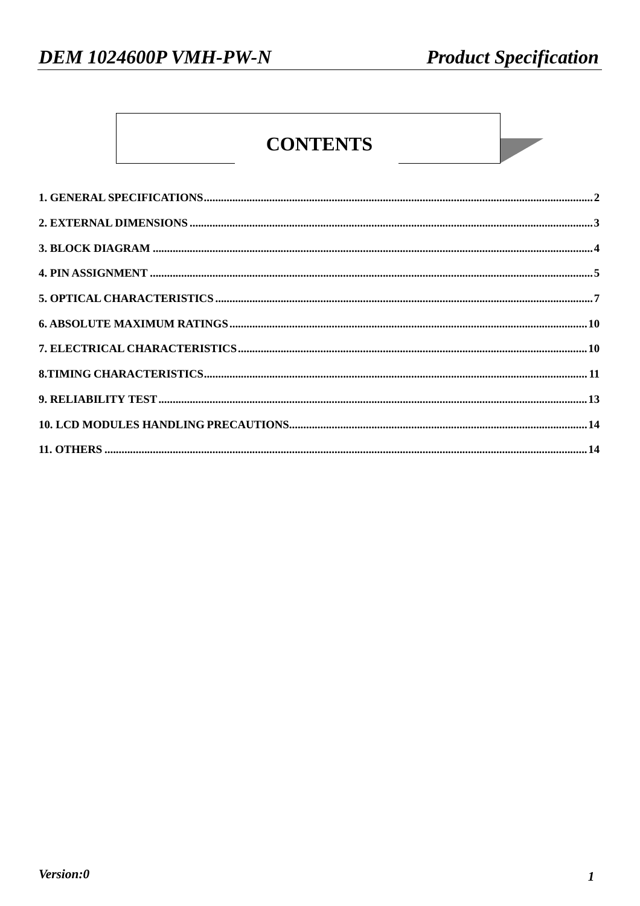# CONTENTS

1. GENERAL SPECIFICATIONS .......... 2

2. EXTERNAL DIMENSIONS .......... 3

3. BLOCK DIAGRAM .......... 4

4. PIN ASSIGNMENT .......... 5

5. OPTICAL CHARACTERISTICS .......... 7

6. ABSOLUTE MAXIMUM RATINGS .......... 10

7. ELECTRICAL CHARACTERISTICS .......... 10

8.TIMING CHARACTERISTICS .......... 11

9. RELIABILITY TEST .......... 13

10. LCD MODULES HANDLING PRECAUTIONS .......... 14

11. OTHERS .......... 14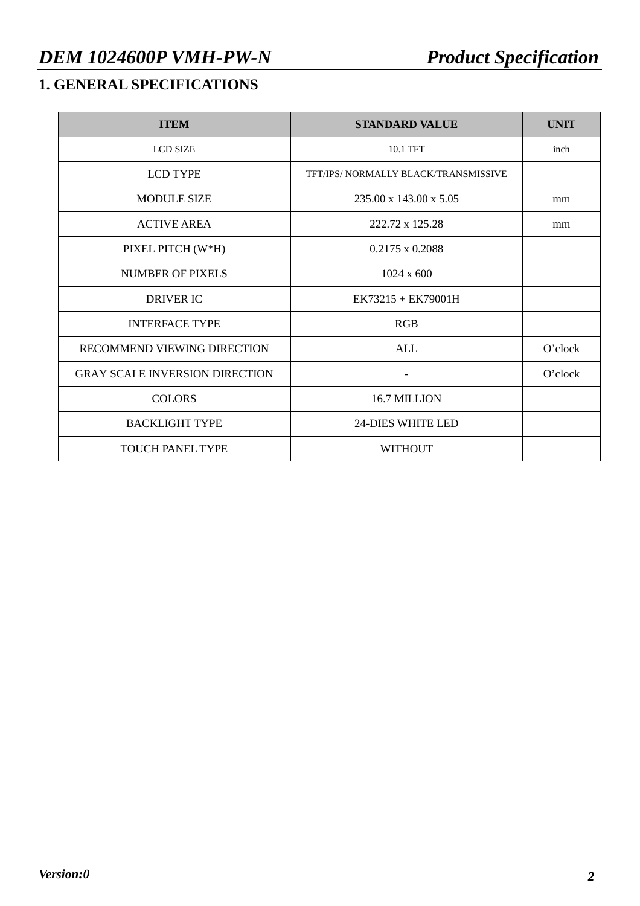## 1. GENERAL SPECIFICATIONS

| ITEM | STANDARD VALUE | UNIT |
|---|---|---|
| LCD SIZE | 10.1 TFT | inch |
| LCD TYPE | TFT/IPS/ NORMALLY BLACK/TRANSMISSIVE | |
| MODULE SIZE | 235.00 x 143.00 x 5.05 | mm |
| ACTIVE AREA | 222.72 x 125.28 | mm |
| PIXEL PITCH (W*H) | 0.2175 x 0.2088 | |
| NUMBER OF PIXELS | 1024 x 600 | |
| DRIVER IC | EK73215 + EK79001H | |
| INTERFACE TYPE | RGB | |
| RECOMMEND VIEWING DIRECTION | ALL | O'clock |
| GRAY SCALE INVERSION DIRECTION | - | O'clock |
| COLORS | 16.7 MILLION | |
| BACKLIGHT TYPE | 24-DIES WHITE LED | |
| TOUCH PANEL TYPE | WITHOUT | |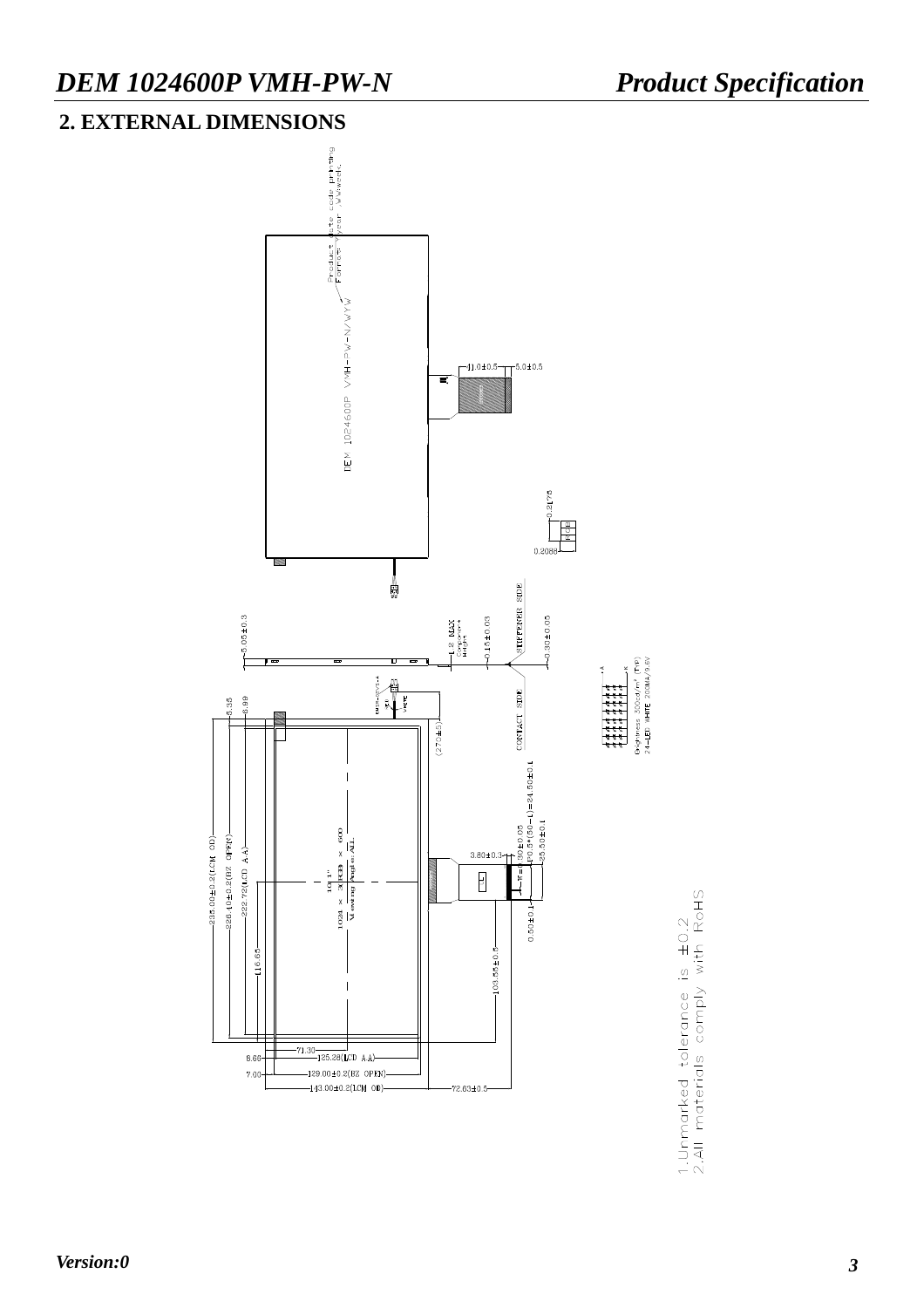## 2. EXTERNAL DIMENSIONS

DEM 1024600P VMH-PW-N/WYW

Product date code printing
Format: Year /Week

11.0±0.5　5.0±0.5

0.2075

0.2088

5.05±0.3

1.2 MAX Component height

0.15±0.03

STIFFENER SIDE

0.30±0.05

CONTACT SIDE

(275±5)

5.35

6.99

235.00±0.2(LCM OD)

228.40±0.2(BZ OPEN)

222.72(LCD AA)

116.65

10.1"

1024 × 3(RGB) × 600

Viewing Angle: ALL

3.80±0.3

0.30±0.05

P0.5*(50-1)=24.50±0.1

25.50±0.1

0.50±0.1

103.55±0.5

71.30

8.68　125.28(LCD AA)

7.00　129.00±0.2(BZ OPEN)

143.00±0.2(LCM OD)

72.63±0.5

Brightness 300cd/m² (TYP)

24-LED WHITE 200MA/9.6V

1. Unmarked tolerance is ±0.2

2. All materials comply with RoHS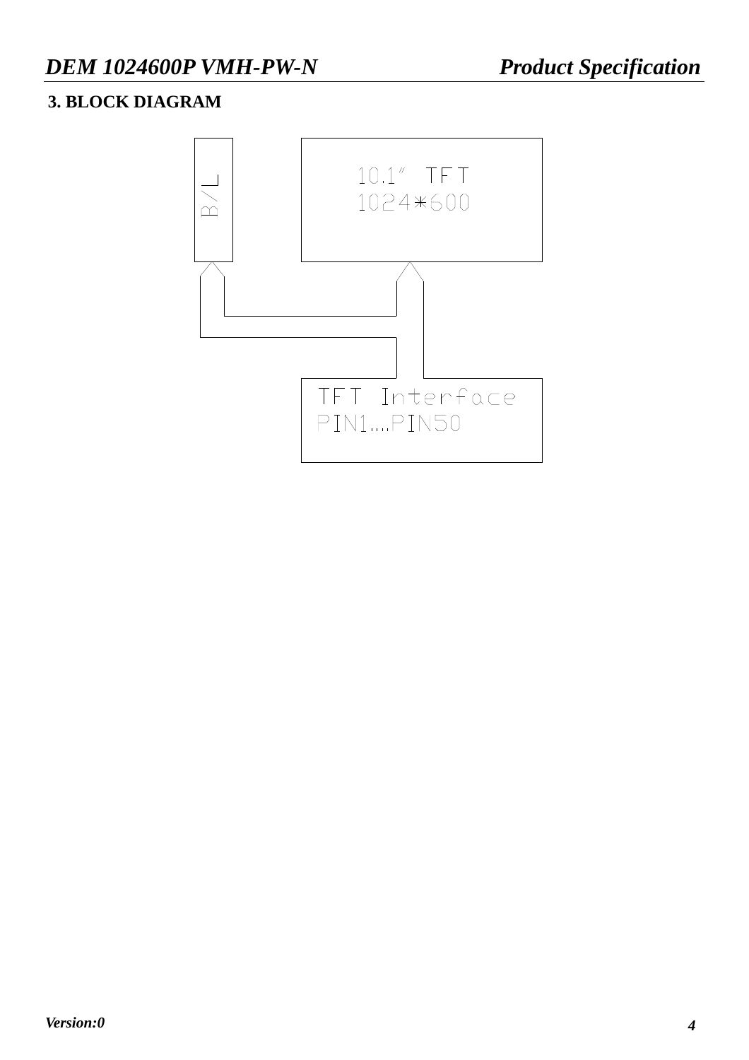## 3. BLOCK DIAGRAM

B/L

10.1" TFT
1024*600

TFT Interface
PIN1....PIN50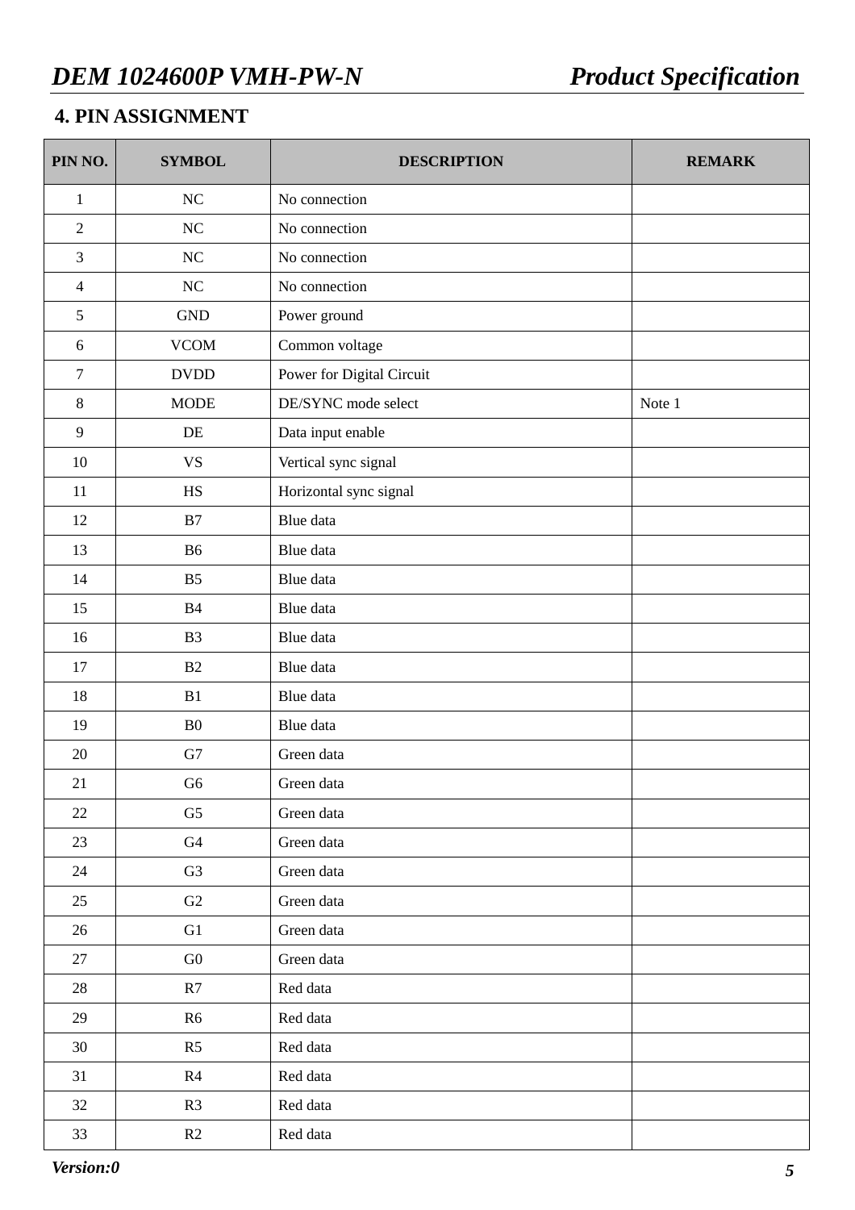## 4. PIN ASSIGNMENT

| PIN NO. | SYMBOL | DESCRIPTION | REMARK |
|---|---|---|---|
| 1 | NC | No connection | |
| 2 | NC | No connection | |
| 3 | NC | No connection | |
| 4 | NC | No connection | |
| 5 | GND | Power ground | |
| 6 | VCOM | Common voltage | |
| 7 | DVDD | Power for Digital Circuit | |
| 8 | MODE | DE/SYNC mode select | Note 1 |
| 9 | DE | Data input enable | |
| 10 | VS | Vertical sync signal | |
| 11 | HS | Horizontal sync signal | |
| 12 | B7 | Blue data | |
| 13 | B6 | Blue data | |
| 14 | B5 | Blue data | |
| 15 | B4 | Blue data | |
| 16 | B3 | Blue data | |
| 17 | B2 | Blue data | |
| 18 | B1 | Blue data | |
| 19 | B0 | Blue data | |
| 20 | G7 | Green data | |
| 21 | G6 | Green data | |
| 22 | G5 | Green data | |
| 23 | G4 | Green data | |
| 24 | G3 | Green data | |
| 25 | G2 | Green data | |
| 26 | G1 | Green data | |
| 27 | G0 | Green data | |
| 28 | R7 | Red data | |
| 29 | R6 | Red data | |
| 30 | R5 | Red data | |
| 31 | R4 | Red data | |
| 32 | R3 | Red data | |
| 33 | R2 | Red data | |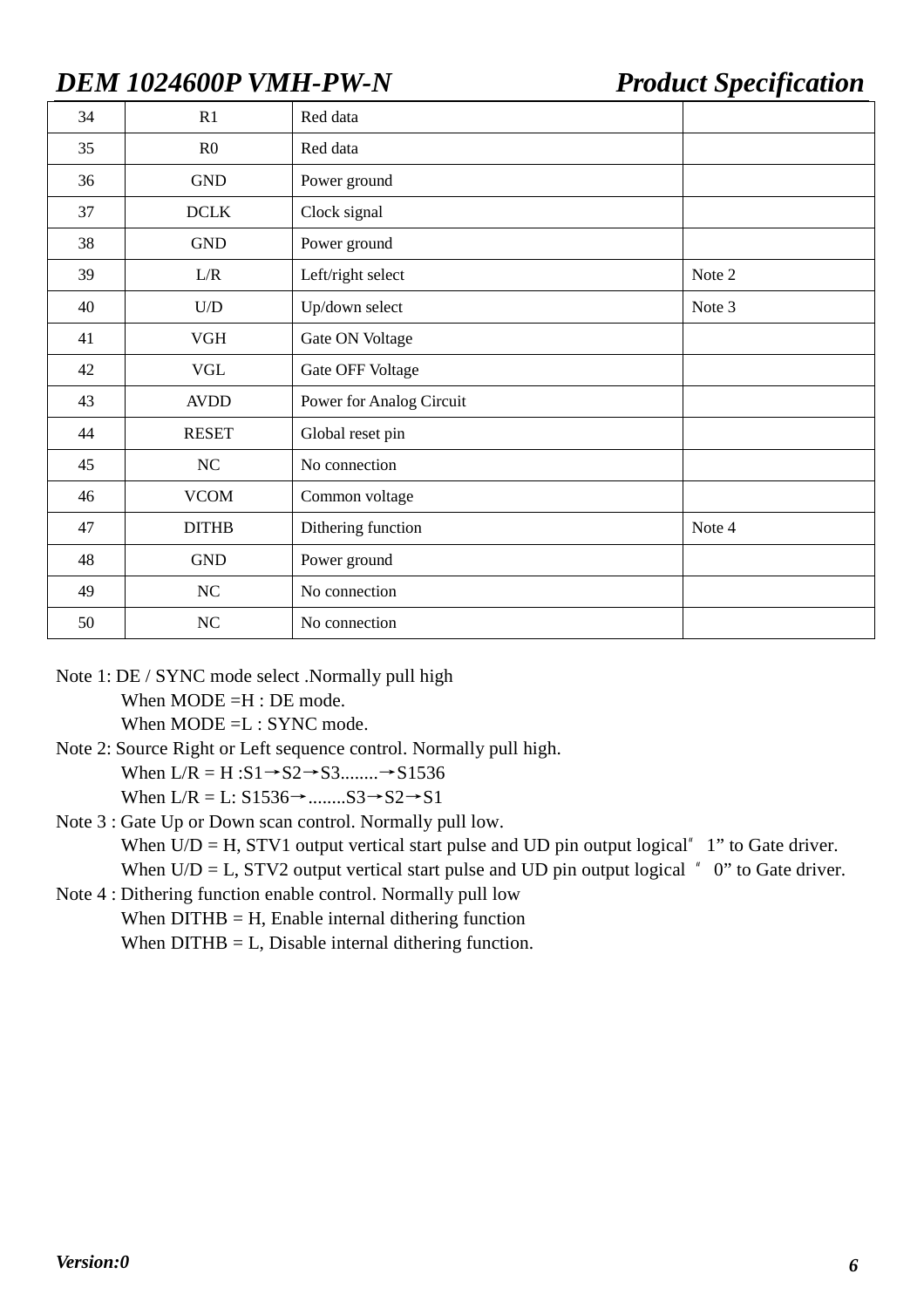| 34 | R1 | Red data | |
|---|---|---|---|
| 35 | R0 | Red data | |
| 36 | GND | Power ground | |
| 37 | DCLK | Clock signal | |
| 38 | GND | Power ground | |
| 39 | L/R | Left/right select | Note 2 |
| 40 | U/D | Up/down select | Note 3 |
| 41 | VGH | Gate ON Voltage | |
| 42 | VGL | Gate OFF Voltage | |
| 43 | AVDD | Power for Analog Circuit | |
| 44 | RESET | Global reset pin | |
| 45 | NC | No connection | |
| 46 | VCOM | Common voltage | |
| 47 | DITHB | Dithering function | Note 4 |
| 48 | GND | Power ground | |
| 49 | NC | No connection | |
| 50 | NC | No connection | |

Note 1: DE / SYNC mode select .Normally pull high

When MODE =H : DE mode.

When MODE =L : SYNC mode.

Note 2: Source Right or Left sequence control. Normally pull high.

When L/R = H :S1→S2→S3........→S1536

When L/R = L: S1536→........S3→S2→S1

Note 3 : Gate Up or Down scan control. Normally pull low.

When U/D = H, STV1 output vertical start pulse and UD pin output logical" 1" to Gate driver.

When U/D = L, STV2 output vertical start pulse and UD pin output logical " 0" to Gate driver.

Note 4 : Dithering function enable control. Normally pull low

When DITHB = H, Enable internal dithering function

When DITHB = L, Disable internal dithering function.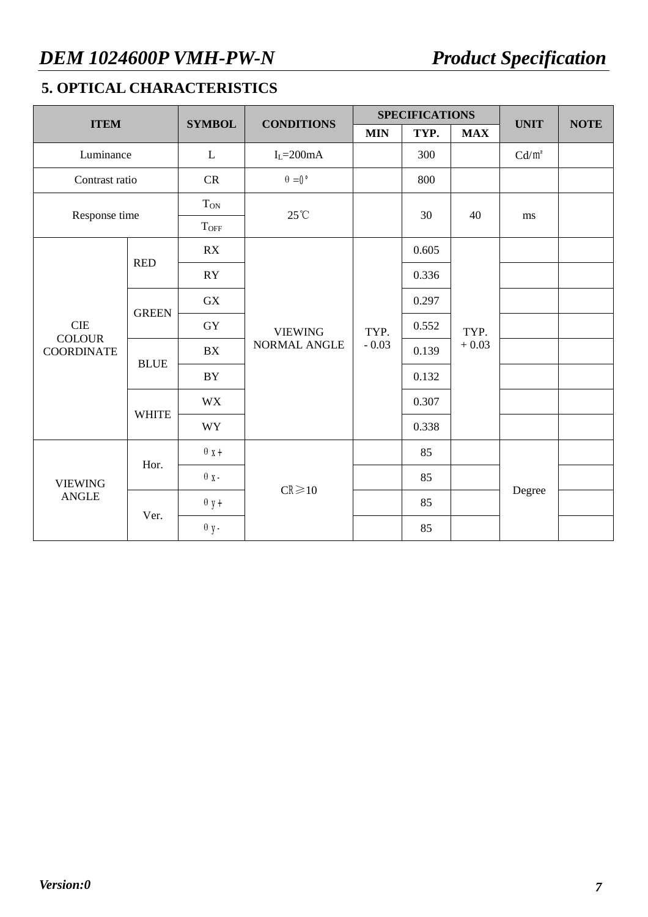## 5. OPTICAL CHARACTERISTICS

| ITEM | | SYMBOL | CONDITIONS | SPECIFICATIONS | | | UNIT | NOTE |
|---|---|---|---|---|---|---|---|---|
| | | | | MIN | TYP. | MAX | | |
| Luminance | | L | $I_L$=200mA | | 300 | | Cd/㎡ | |
| Contrast ratio | | CR | θ =0° | | 800 | | | |
| Response time | | $T_{ON}$ | 25℃ | | 30 | 40 | ms | |
| | | $T_{OFF}$ | | | | | | |
| CIE COLOUR COORDINATE | RED | RX | VIEWING NORMAL ANGLE | TYP. - 0.03 | 0.605 | TYP. + 0.03 | | |
| | | RY | | | 0.336 | | | |
| | GREEN | GX | | | 0.297 | | | |
| | | GY | | | 0.552 | | | |
| | BLUE | BX | | | 0.139 | | | |
| | | BY | | | 0.132 | | | |
| | WHITE | WX | | | 0.307 | | | |
| | | WY | | | 0.338 | | | |
| VIEWING ANGLE | Hor. | θx+ | CR≥10 | | 85 | | Degree | |
| | | θx- | | | 85 | | | |
| | Ver. | θy+ | | | 85 | | | |
| | | θy- | | | 85 | | | |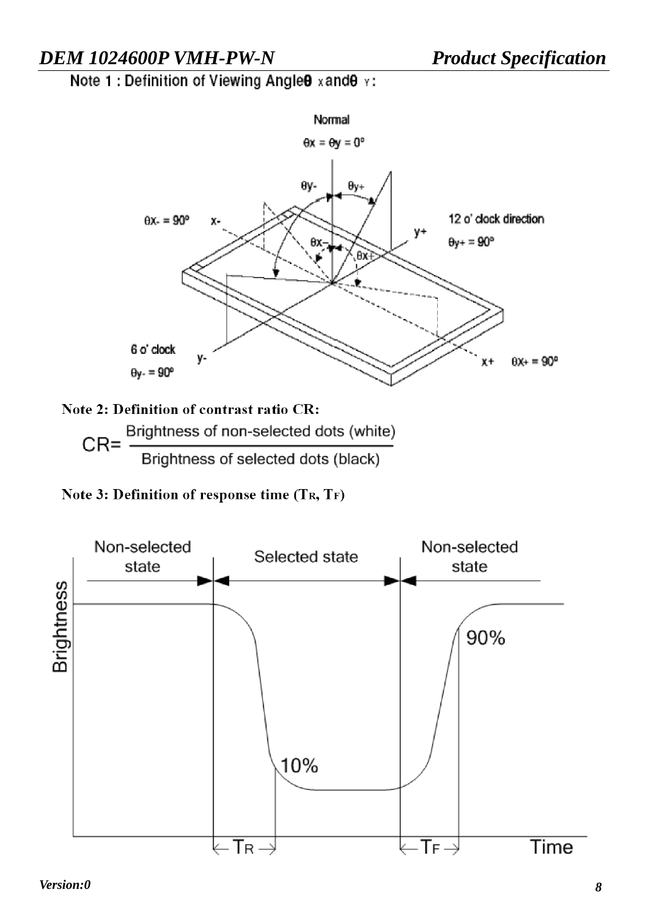Note 1 : Definition of Viewing Angle $\theta_X$ and $\theta_Y$ :

Note 2: Definition of contrast ratio CR:

$$CR = \frac{\text{Brightness of non-selected dots (white)}}{\text{Brightness of selected dots (black)}}$$

Note 3: Definition of response time ($T_R$, $T_F$)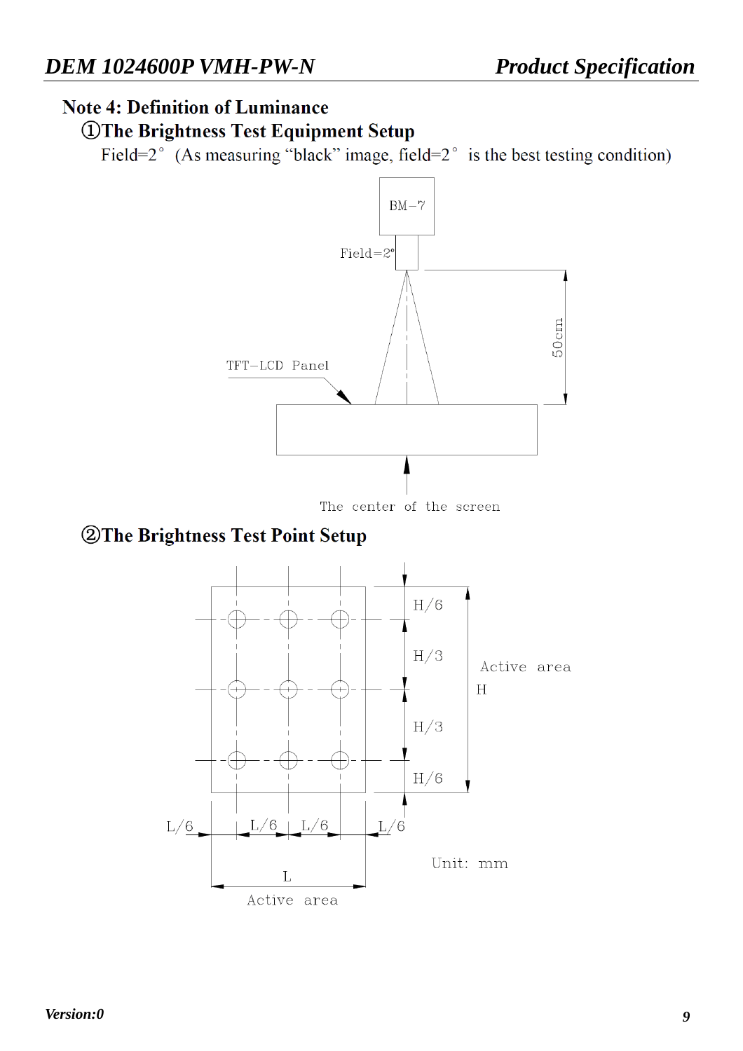## Note 4: Definition of Luminance

### ①The Brightness Test Equipment Setup

Field=2° (As measuring "black" image, field=2° is the best testing condition)

BM−7

Field=2°

TFT−LCD Panel

50cm

The center of the screen

### ②The Brightness Test Point Setup

H/6

H/3

H/3

H/6

Active area

H

L/6 L/6 L/6 L/6

L

Active area

Unit: mm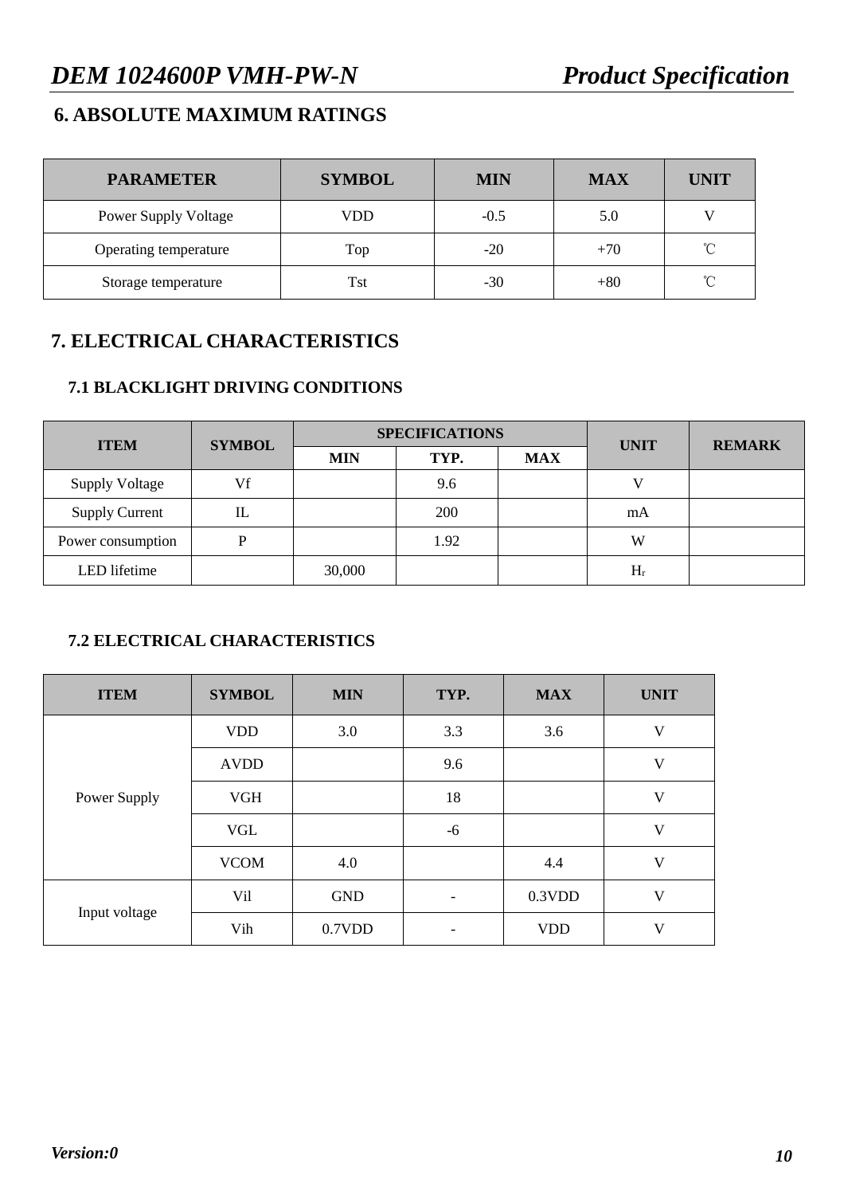## 6. ABSOLUTE MAXIMUM RATINGS

| PARAMETER | SYMBOL | MIN | MAX | UNIT |
|---|---|---|---|---|
| Power Supply Voltage | VDD | -0.5 | 5.0 | V |
| Operating temperature | Top | -20 | +70 | ℃ |
| Storage temperature | Tst | -30 | +80 | ℃ |

## 7. ELECTRICAL CHARACTERISTICS

### 7.1 BLACKLIGHT DRIVING CONDITIONS

| ITEM | SYMBOL | SPECIFICATIONS | | | UNIT | REMARK |
|---|---|---|---|---|---|---|
| | | MIN | TYP. | MAX | | |
| Supply Voltage | Vf | | 9.6 | | V | |
| Supply Current | IL | | 200 | | mA | |
| Power consumption | P | | 1.92 | | W | |
| LED lifetime | | 30,000 | | | $H_r$ | |

### 7.2 ELECTRICAL CHARACTERISTICS

| ITEM | SYMBOL | MIN | TYP. | MAX | UNIT |
|---|---|---|---|---|---|
| Power Supply | VDD | 3.0 | 3.3 | 3.6 | V |
| | AVDD | | 9.6 | | V |
| | VGH | | 18 | | V |
| | VGL | | -6 | | V |
| | VCOM | 4.0 | | 4.4 | V |
| Input voltage | Vil | GND | - | 0.3VDD | V |
| | Vih | 0.7VDD | - | VDD | V |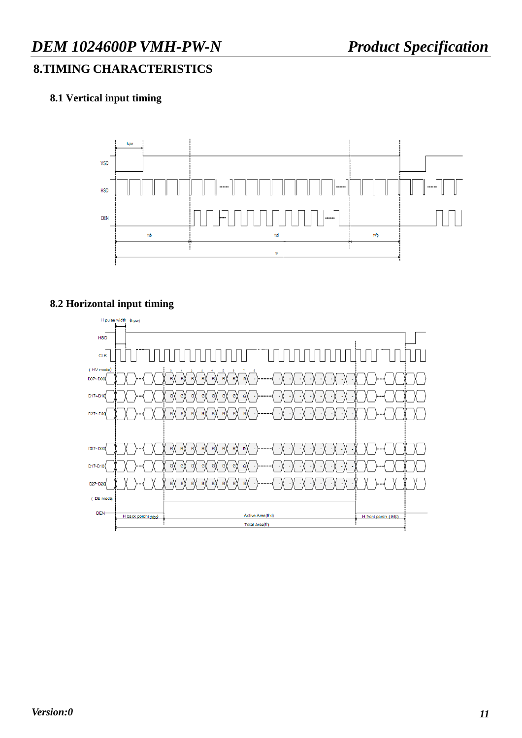# 8.TIMING CHARACTERISTICS

## 8.1 Vertical input timing

## 8.2 Horizontal input timing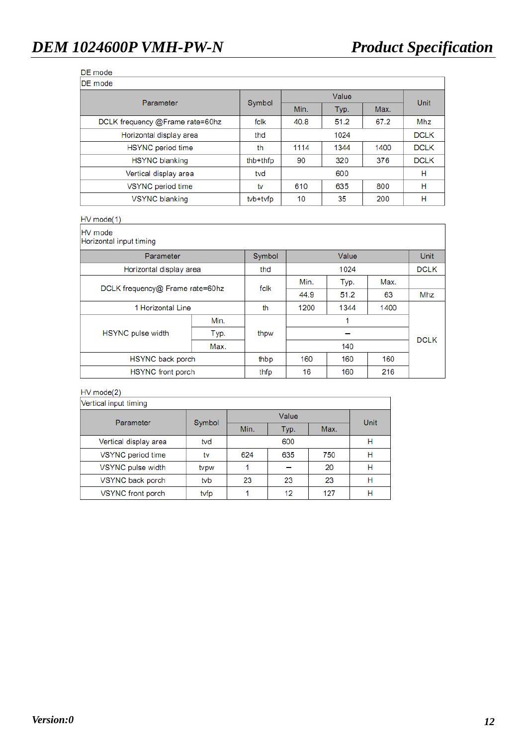DE mode

| DE mode | | | | | |
|---|---|---|---|---|---|
| Parameter | Symbol | Value | | | Unit |
| | | Min. | Typ. | Max. | |
| DCLK frequency @Frame rate=60hz | fclk | 40.8 | 51.2 | 67.2 | Mhz |
| Horizontal display area | thd | 1024 | | | DCLK |
| HSYNC period time | th | 1114 | 1344 | 1400 | DCLK |
| HSYNC blanking | thb+thfp | 90 | 320 | 376 | DCLK |
| Vertical display area | tvd | 600 | | | H |
| VSYNC period time | tv | 610 | 635 | 800 | H |
| VSYNC blanking | tvb+tvfp | 10 | 35 | 200 | H |

HV mode(1)

| HV mode<br>Horizontal input timing | | | | | | |
|---|---|---|---|---|---|---|
| Parameter | | Symbol | Value | | | Unit |
| Horizontal display area | | thd | 1024 | | | DCLK |
| DCLK frequency@ Frame rate=60hz | | fclk | Min. | Typ. | Max. | |
| | | | 44.9 | 51.2 | 63 | Mhz |
| 1 Horizontal Line | | th | 1200 | 1344 | 1400 | DCLK |
| HSYNC pulse width | Min. | thpw | 1 | | | |
| | Typ. | | – | | | |
| | Max. | | 140 | | | |
| HSYNC back porch | | thbp | 160 | 160 | 160 | |
| HSYNC front porch | | thfp | 16 | 160 | 216 | |

HV mode(2)

| Vertical input timing | | | | | |
|---|---|---|---|---|---|
| Parameter | Symbol | Value | | | Unit |
| | | Min. | Typ. | Max. | |
| Vertical display area | tvd | 600 | | | H |
| VSYNC period time | tv | 624 | 635 | 750 | H |
| VSYNC pulse width | tvpw | 1 | – | 20 | H |
| VSYNC back porch | tvb | 23 | 23 | 23 | H |
| VSYNC front porch | tvfp | 1 | 12 | 127 | H |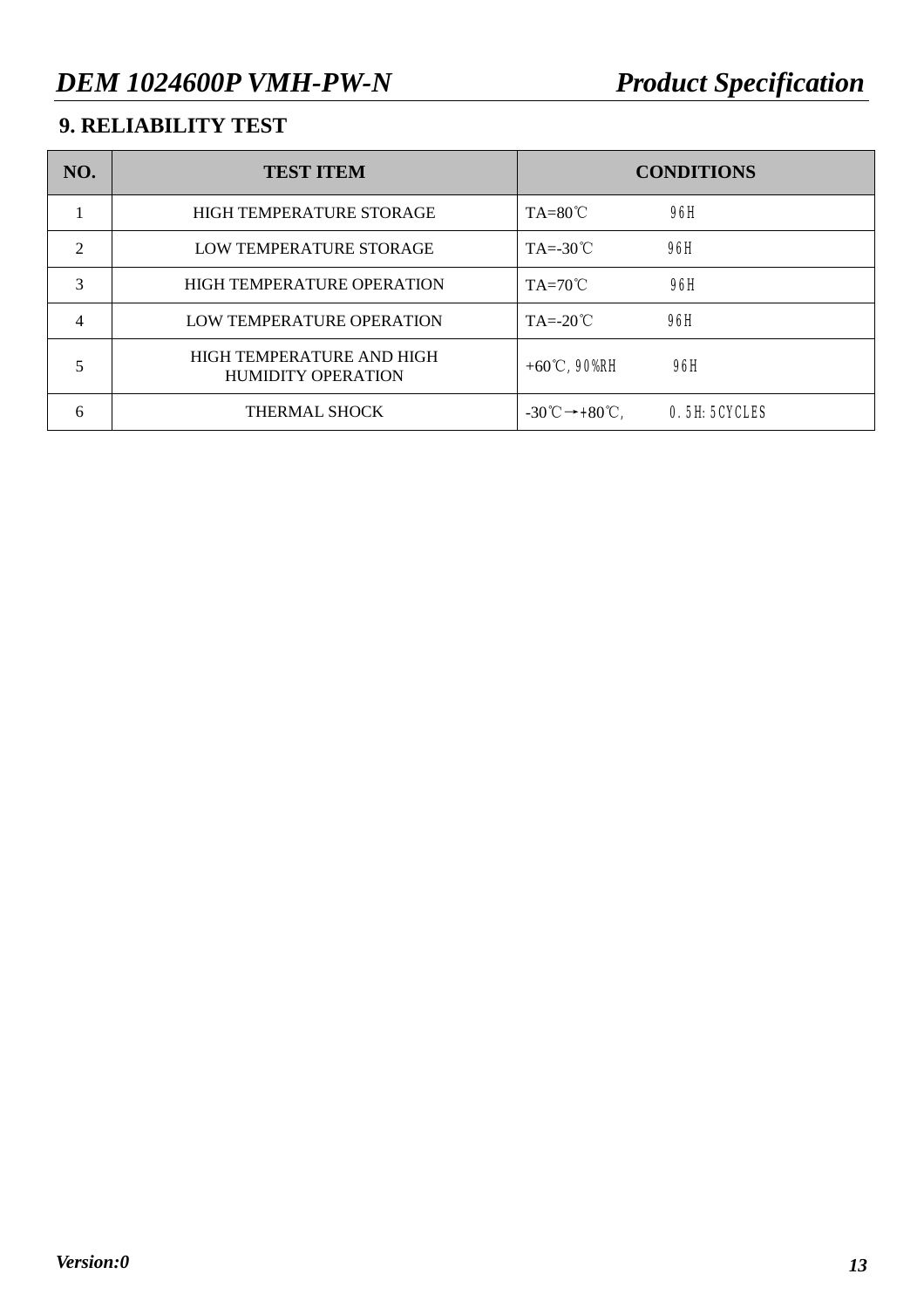## 9. RELIABILITY TEST

| NO. | TEST ITEM | CONDITIONS |
|---|---|---|
| 1 | HIGH TEMPERATURE STORAGE | TA=80℃ 96H |
| 2 | LOW TEMPERATURE STORAGE | TA=-30℃ 96H |
| 3 | HIGH TEMPERATURE OPERATION | TA=70℃ 96H |
| 4 | LOW TEMPERATURE OPERATION | TA=-20℃ 96H |
| 5 | HIGH TEMPERATURE AND HIGH HUMIDITY OPERATION | +60℃, 90%RH 96H |
| 6 | THERMAL SHOCK | -30℃→+80℃, 0.5H: 5CYCLES |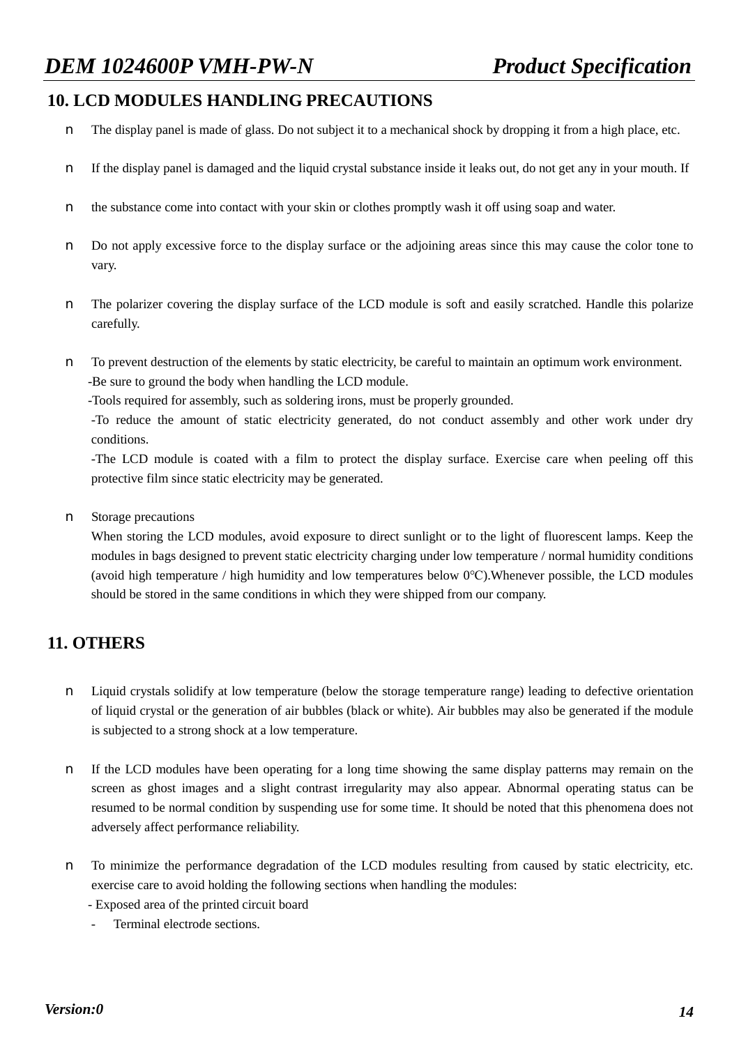## 10. LCD MODULES HANDLING PRECAUTIONS

- The display panel is made of glass. Do not subject it to a mechanical shock by dropping it from a high place, etc.
- If the display panel is damaged and the liquid crystal substance inside it leaks out, do not get any in your mouth. If
- the substance come into contact with your skin or clothes promptly wash it off using soap and water.
- Do not apply excessive force to the display surface or the adjoining areas since this may cause the color tone to vary.
- The polarizer covering the display surface of the LCD module is soft and easily scratched. Handle this polarize carefully.
- To prevent destruction of the elements by static electricity, be careful to maintain an optimum work environment.
  - -Be sure to ground the body when handling the LCD module.
  - -Tools required for assembly, such as soldering irons, must be properly grounded.
  - -To reduce the amount of static electricity generated, do not conduct assembly and other work under dry conditions.
  - -The LCD module is coated with a film to protect the display surface. Exercise care when peeling off this protective film since static electricity may be generated.
- Storage precautions

  When storing the LCD modules, avoid exposure to direct sunlight or to the light of fluorescent lamps. Keep the modules in bags designed to prevent static electricity charging under low temperature / normal humidity conditions (avoid high temperature / high humidity and low temperatures below 0°C).Whenever possible, the LCD modules should be stored in the same conditions in which they were shipped from our company.

## 11. OTHERS

- Liquid crystals solidify at low temperature (below the storage temperature range) leading to defective orientation of liquid crystal or the generation of air bubbles (black or white). Air bubbles may also be generated if the module is subjected to a strong shock at a low temperature.
- If the LCD modules have been operating for a long time showing the same display patterns may remain on the screen as ghost images and a slight contrast irregularity may also appear. Abnormal operating status can be resumed to be normal condition by suspending use for some time. It should be noted that this phenomena does not adversely affect performance reliability.
- To minimize the performance degradation of the LCD modules resulting from caused by static electricity, etc. exercise care to avoid holding the following sections when handling the modules:
  - - Exposed area of the printed circuit board
  - - Terminal electrode sections.